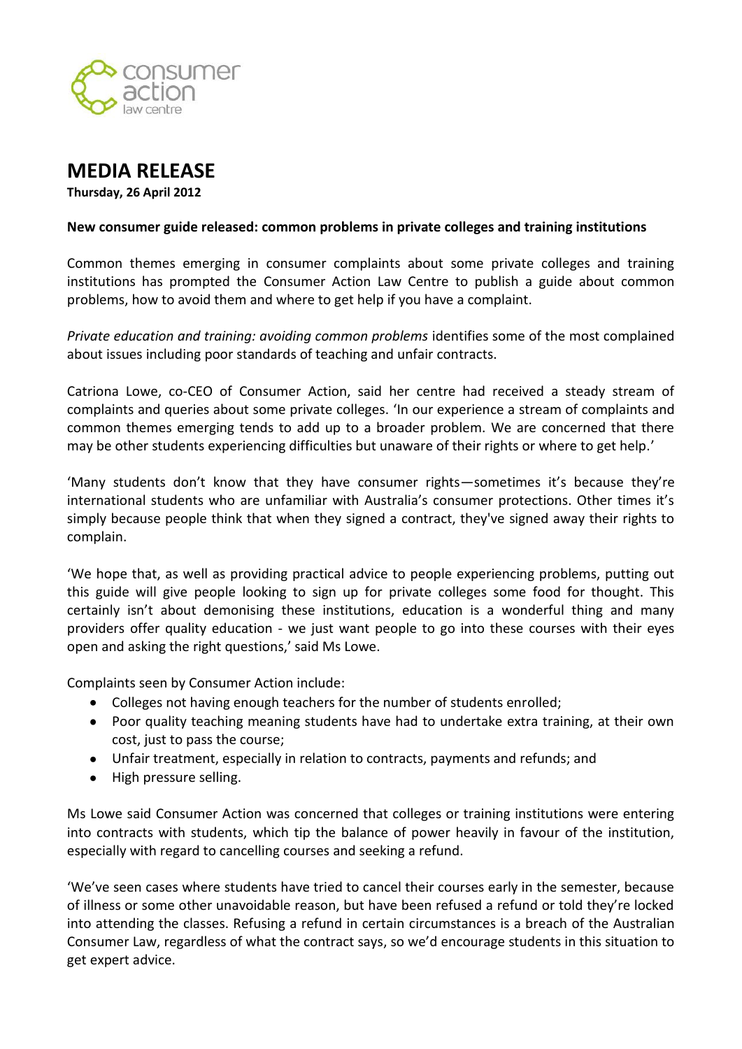# MEDIA RELEASE

**Thursday, 26 April 2012**

**New consumer guide released: common problems in private colleges and training institutions**

Common themes emerging in consumer complaints about some private colleges and training institutions has prompted the Consumer Action Law Centre to publish a guide about common problems, how to avoid them and where to get help if you have a complaint.

*Private education and training: avoiding common problems* identifies some of the most complained about issues including poor standards of teaching and unfair contracts.

Catriona Lowe, co-CEO of Consumer Action, said her centre had received a steady stream of complaints and queries about some private colleges. 'In our experience a stream of complaints and common themes emerging tends to add up to a broader problem. We are concerned that there may be other students experiencing difficulties but unaware of their rights or where to get help.'

'Many students don't know that they have consumer rights—sometimes it's because they're international students who are unfamiliar with Australia's consumer protections. Other times it's simply because people think that when they signed a contract, they've signed away their rights to complain.

'We hope that, as well as providing practical advice to people experiencing problems, putting out this guide will give people looking to sign up for private colleges some food for thought. This certainly isn't about demonising these institutions, education is a wonderful thing and many providers offer quality education - we just want people to go into these courses with their eyes open and asking the right questions,' said Ms Lowe.

Complaints seen by Consumer Action include:

- Colleges not having enough teachers for the number of students enrolled;
- Poor quality teaching meaning students have had to undertake extra training, at their own cost, just to pass the course;
- Unfair treatment, especially in relation to contracts, payments and refunds; and
- High pressure selling.

Ms Lowe said Consumer Action was concerned that colleges or training institutions were entering into contracts with students, which tip the balance of power heavily in favour of the institution, especially with regard to cancelling courses and seeking a refund.

'We've seen cases where students have tried to cancel their courses early in the semester, because of illness or some other unavoidable reason, but have been refused a refund or told they're locked into attending the classes. Refusing a refund in certain circumstances is a breach of the Australian Consumer Law, regardless of what the contract says, so we'd encourage students in this situation to get expert advice.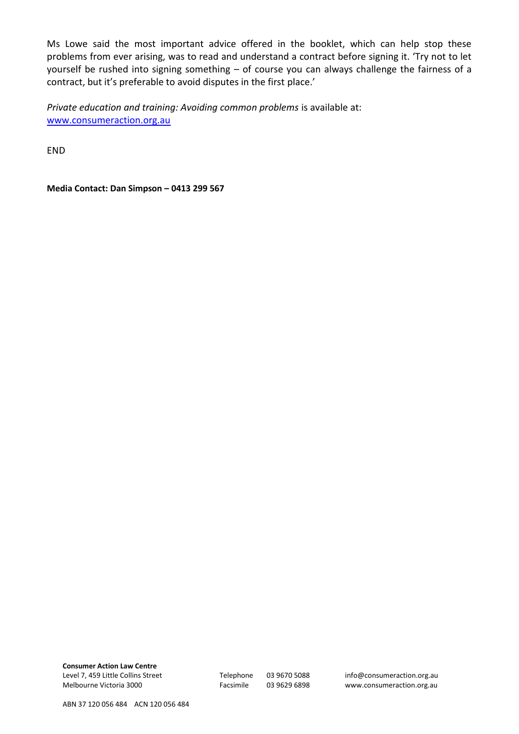Ms Lowe said the most important advice offered in the booklet, which can help stop these problems from ever arising, was to read and understand a contract before signing it. 'Try not to let yourself be rushed into signing something – of course you can always challenge the fairness of a contract, but it's preferable to avoid disputes in the first place.'

*Private education and training: Avoiding common problems* is available at: [www.consumeraction.org.au](http://www.consumeraction.org.au)

END

**Media Contact: Dan Simpson – 0413 299 567**

**Consumer Action Law Centre**
Level 7, 459 Little Collins Street
Melbourne Victoria 3000

Telephone 03 9670 5088
Facsimile 03 9629 6898

info@consumeraction.org.au
www.consumeraction.org.au

ABN 37 120 056 484 ACN 120 056 484